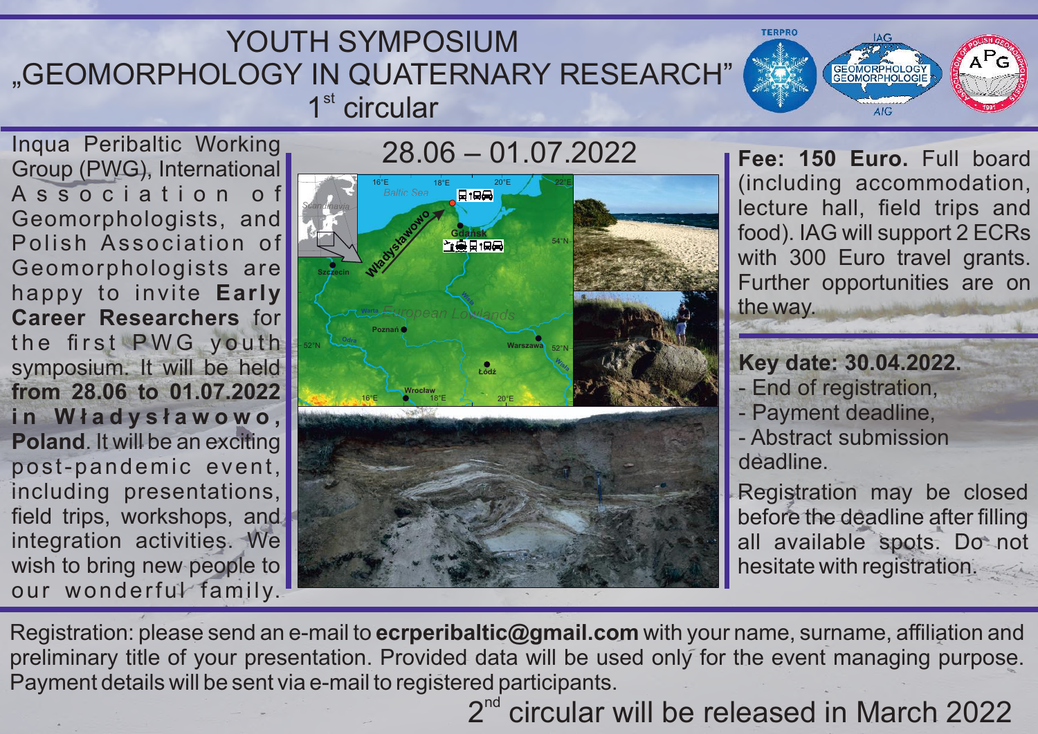# YOUTH SYMPOSIUM „GEOMORPHOLOGY IN QUATERNARY RESEARCH"

## 1st circular

Inqua Peribaltic Working Group (PWG), International Association of Geomorphologists, and Polish Association of Geomorphologists are happy to invite **Early Career Researchers** for the first PWG youth symposium. It will be held **from 28.06 to 01.07.2022 in Władysławowo, Poland**. It will be an exciting post-pandemic event, including presentations, field trips, workshops, and integration activities. We wish to bring new people to our wonderful family.

## 28.06 – 01.07.2022

**Fee: 150 Euro.** Full board (including accommodation, lecture hall, field trips and food). IAG will support 2 ECRs with 300 Euro travel grants. Further opportunities are on the way.

**Key date: 30.04.2022.**

- End of registration,
- Payment deadline,
- Abstract submission deadline.

Registration may be closed before the deadline after filling all available spots. Do not hesitate with registration.

Registration: please send an e-mail to **ecrperibaltic@gmail.com** with your name, surname, affiliation and preliminary title of your presentation. Provided data will be used only for the event managing purpose. Payment details will be sent via e-mail to registered participants.

2nd circular will be released in March 2022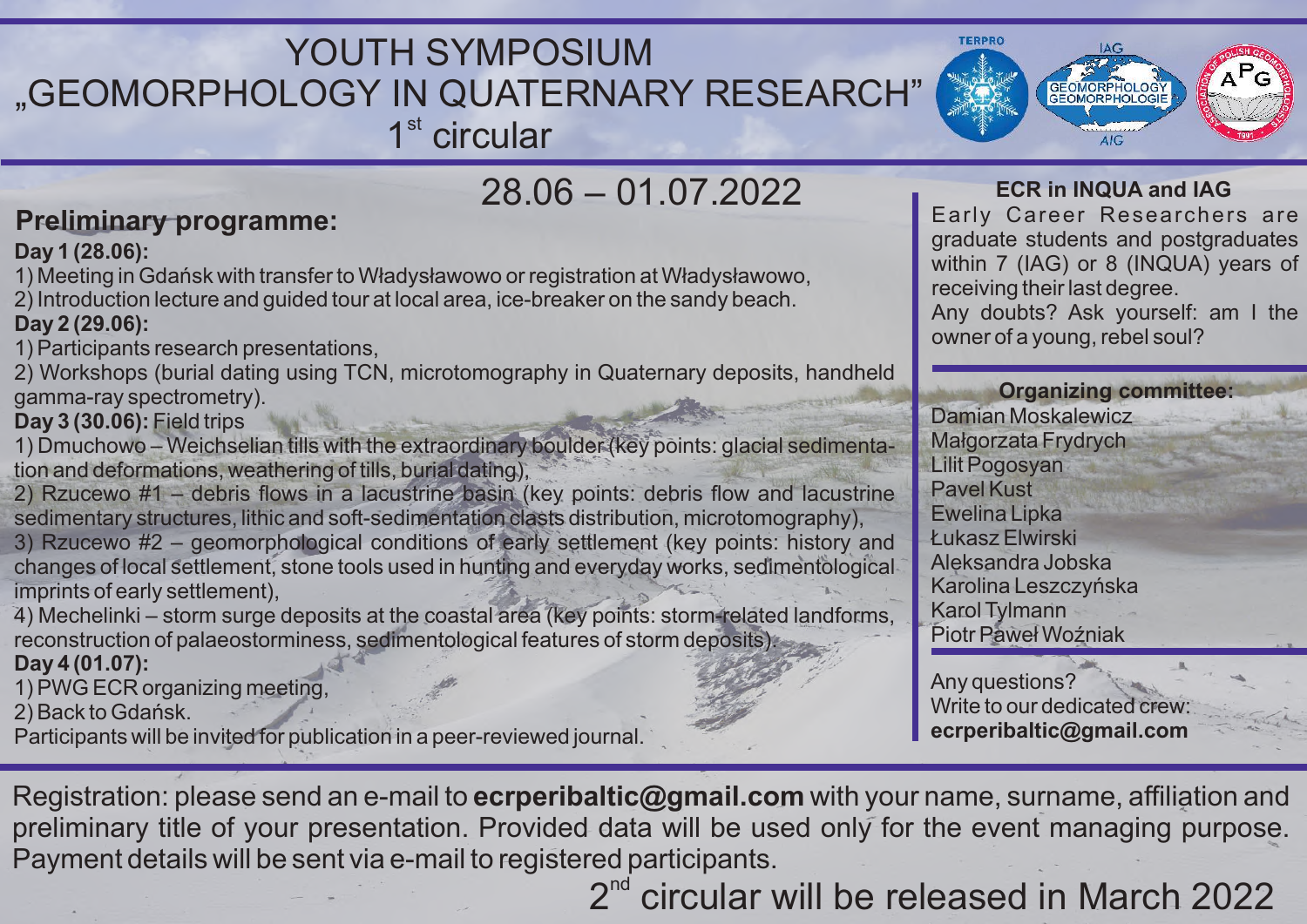# YOUTH SYMPOSIUM „GEOMORPHOLOGY IN QUATERNARY RESEARCH"

1st circular

28.06 – 01.07.2022

## Preliminary programme:

**Day 1 (28.06):**

1) Meeting in Gdańsk with transfer to Władysławowo or registration at Władysławowo,
2) Introduction lecture and guided tour at local area, ice-breaker on the sandy beach.

**Day 2 (29.06):**

1) Participants research presentations,
2) Workshops (burial dating using TCN, microtomography in Quaternary deposits, handheld gamma-ray spectrometry).

**Day 3 (30.06):** Field trips

1) Dmuchowo – Weichselian tills with the extraordinary boulder (key points: glacial sedimentation and deformations, weathering of tills, burial dating),
2) Rzucewo #1 – debris flows in a lacustrine basin (key points: debris flow and lacustrine sedimentary structures, lithic and soft-sedimentation clasts distribution, microtomography),
3) Rzucewo #2 – geomorphological conditions of early settlement (key points: history and changes of local settlement, stone tools used in hunting and everyday works, sedimentological imprints of early settlement),
4) Mechelinki – storm surge deposits at the coastal area (key points: storm-related landforms, reconstruction of palaeostorminess, sedimentological features of storm deposits).

**Day 4 (01.07):**

1) PWG ECR organizing meeting,
2) Back to Gdańsk.

Participants will be invited for publication in a peer-reviewed journal.

### ECR in INQUA and IAG

Early Career Researchers are graduate students and postgraduates within 7 (IAG) or 8 (INQUA) years of receiving their last degree.
Any doubts? Ask yourself: am I the owner of a young, rebel soul?

### Organizing committee:

Damian Moskalewicz
Małgorzata Frydrych
Lilit Pogosyan
Pavel Kust
Ewelina Lipka
Łukasz Elwirski
Aleksandra Jobska
Karolina Leszczyńska
Karol Tylmann
Piotr Paweł Woźniak

Any questions?
Write to our dedicated crew:
**ecrperibaltic@gmail.com**

Registration: please send an e-mail to **ecrperibaltic@gmail.com** with your name, surname, affiliation and preliminary title of your presentation. Provided data will be used only for the event managing purpose. Payment details will be sent via e-mail to registered participants.

2nd circular will be released in March 2022